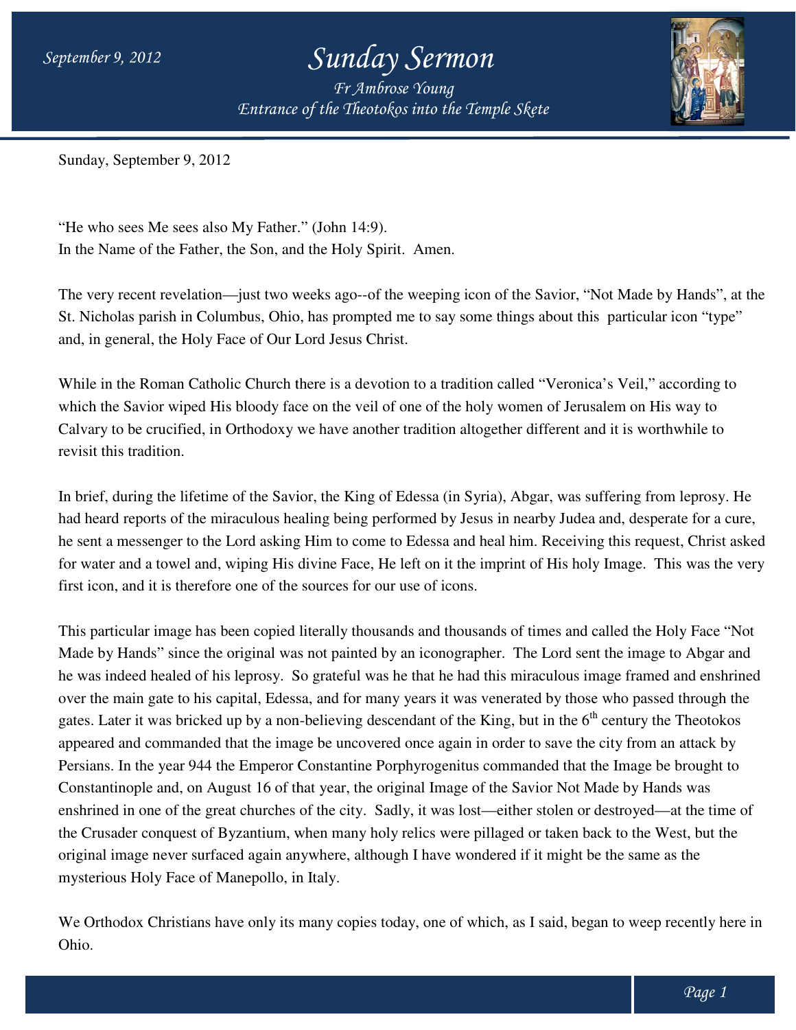Sunday, September 9, 2012

"He who sees Me sees also My Father." (John 14:9).
In the Name of the Father, the Son, and the Holy Spirit. Amen.

The very recent revelation—just two weeks ago--of the weeping icon of the Savior, "Not Made by Hands", at the St. Nicholas parish in Columbus, Ohio, has prompted me to say some things about this particular icon "type" and, in general, the Holy Face of Our Lord Jesus Christ.

While in the Roman Catholic Church there is a devotion to a tradition called "Veronica's Veil," according to which the Savior wiped His bloody face on the veil of one of the holy women of Jerusalem on His way to Calvary to be crucified, in Orthodoxy we have another tradition altogether different and it is worthwhile to revisit this tradition.

In brief, during the lifetime of the Savior, the King of Edessa (in Syria), Abgar, was suffering from leprosy. He had heard reports of the miraculous healing being performed by Jesus in nearby Judea and, desperate for a cure, he sent a messenger to the Lord asking Him to come to Edessa and heal him. Receiving this request, Christ asked for water and a towel and, wiping His divine Face, He left on it the imprint of His holy Image. This was the very first icon, and it is therefore one of the sources for our use of icons.

This particular image has been copied literally thousands and thousands of times and called the Holy Face "Not Made by Hands" since the original was not painted by an iconographer. The Lord sent the image to Abgar and he was indeed healed of his leprosy. So grateful was he that he had this miraculous image framed and enshrined over the main gate to his capital, Edessa, and for many years it was venerated by those who passed through the gates. Later it was bricked up by a non-believing descendant of the King, but in the 6th century the Theotokos appeared and commanded that the image be uncovered once again in order to save the city from an attack by Persians. In the year 944 the Emperor Constantine Porphyrogenitus commanded that the Image be brought to Constantinople and, on August 16 of that year, the original Image of the Savior Not Made by Hands was enshrined in one of the great churches of the city. Sadly, it was lost—either stolen or destroyed—at the time of the Crusader conquest of Byzantium, when many holy relics were pillaged or taken back to the West, but the original image never surfaced again anywhere, although I have wondered if it might be the same as the mysterious Holy Face of Manepollo, in Italy.

We Orthodox Christians have only its many copies today, one of which, as I said, began to weep recently here in Ohio.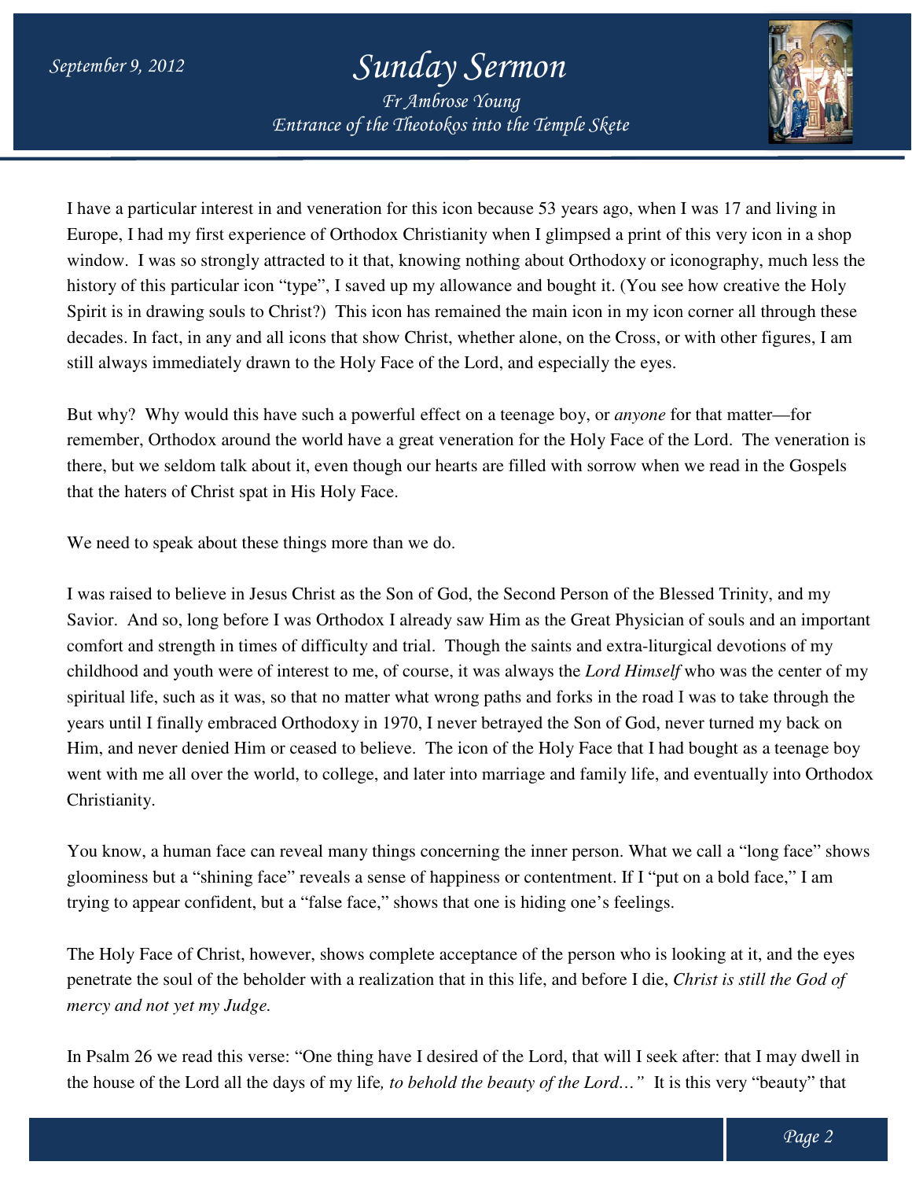I have a particular interest in and veneration for this icon because 53 years ago, when I was 17 and living in Europe, I had my first experience of Orthodox Christianity when I glimpsed a print of this very icon in a shop window. I was so strongly attracted to it that, knowing nothing about Orthodoxy or iconography, much less the history of this particular icon "type", I saved up my allowance and bought it. (You see how creative the Holy Spirit is in drawing souls to Christ?) This icon has remained the main icon in my icon corner all through these decades. In fact, in any and all icons that show Christ, whether alone, on the Cross, or with other figures, I am still always immediately drawn to the Holy Face of the Lord, and especially the eyes.

But why? Why would this have such a powerful effect on a teenage boy, or *anyone* for that matter—for remember, Orthodox around the world have a great veneration for the Holy Face of the Lord. The veneration is there, but we seldom talk about it, even though our hearts are filled with sorrow when we read in the Gospels that the haters of Christ spat in His Holy Face.

We need to speak about these things more than we do.

I was raised to believe in Jesus Christ as the Son of God, the Second Person of the Blessed Trinity, and my Savior. And so, long before I was Orthodox I already saw Him as the Great Physician of souls and an important comfort and strength in times of difficulty and trial. Though the saints and extra-liturgical devotions of my childhood and youth were of interest to me, of course, it was always the *Lord Himself* who was the center of my spiritual life, such as it was, so that no matter what wrong paths and forks in the road I was to take through the years until I finally embraced Orthodoxy in 1970, I never betrayed the Son of God, never turned my back on Him, and never denied Him or ceased to believe. The icon of the Holy Face that I had bought as a teenage boy went with me all over the world, to college, and later into marriage and family life, and eventually into Orthodox Christianity.

You know, a human face can reveal many things concerning the inner person. What we call a "long face" shows gloominess but a "shining face" reveals a sense of happiness or contentment. If I "put on a bold face," I am trying to appear confident, but a "false face," shows that one is hiding one's feelings.

The Holy Face of Christ, however, shows complete acceptance of the person who is looking at it, and the eyes penetrate the soul of the beholder with a realization that in this life, and before I die, *Christ is still the God of mercy and not yet my Judge.*

In Psalm 26 we read this verse: "One thing have I desired of the Lord, that will I seek after: that I may dwell in the house of the Lord all the days of my life*, to behold the beauty of the Lord…"* It is this very "beauty" that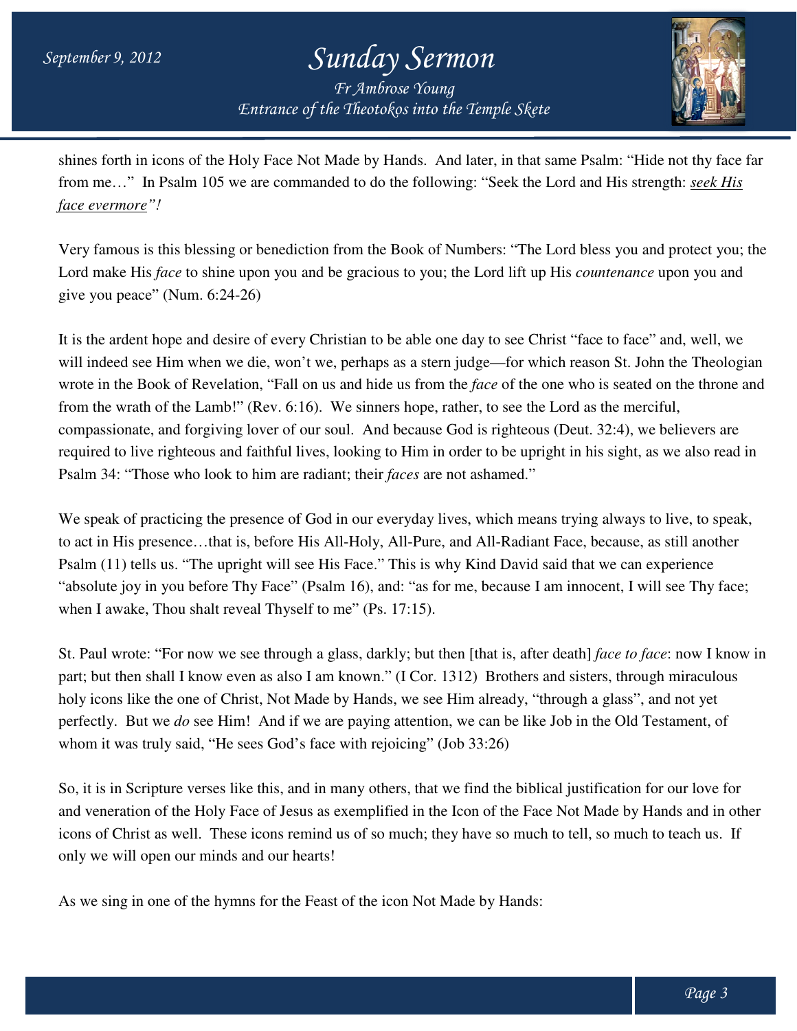shines forth in icons of the Holy Face Not Made by Hands. And later, in that same Psalm: "Hide not thy face far from me…" In Psalm 105 we are commanded to do the following: "Seek the Lord and His strength: *seek His face evermore"!*

Very famous is this blessing or benediction from the Book of Numbers: "The Lord bless you and protect you; the Lord make His *face* to shine upon you and be gracious to you; the Lord lift up His *countenance* upon you and give you peace" (Num. 6:24-26)

It is the ardent hope and desire of every Christian to be able one day to see Christ "face to face" and, well, we will indeed see Him when we die, won't we, perhaps as a stern judge—for which reason St. John the Theologian wrote in the Book of Revelation, "Fall on us and hide us from the *face* of the one who is seated on the throne and from the wrath of the Lamb!" (Rev. 6:16). We sinners hope, rather, to see the Lord as the merciful, compassionate, and forgiving lover of our soul. And because God is righteous (Deut. 32:4), we believers are required to live righteous and faithful lives, looking to Him in order to be upright in his sight, as we also read in Psalm 34: "Those who look to him are radiant; their *faces* are not ashamed."

We speak of practicing the presence of God in our everyday lives, which means trying always to live, to speak, to act in His presence…that is, before His All-Holy, All-Pure, and All-Radiant Face, because, as still another Psalm (11) tells us. "The upright will see His Face." This is why Kind David said that we can experience "absolute joy in you before Thy Face" (Psalm 16), and: "as for me, because I am innocent, I will see Thy face; when I awake, Thou shalt reveal Thyself to me" (Ps. 17:15).

St. Paul wrote: "For now we see through a glass, darkly; but then [that is, after death] *face to face*: now I know in part; but then shall I know even as also I am known." (I Cor. 1312) Brothers and sisters, through miraculous holy icons like the one of Christ, Not Made by Hands, we see Him already, "through a glass", and not yet perfectly. But we *do* see Him! And if we are paying attention, we can be like Job in the Old Testament, of whom it was truly said, "He sees God's face with rejoicing" (Job 33:26)

So, it is in Scripture verses like this, and in many others, that we find the biblical justification for our love for and veneration of the Holy Face of Jesus as exemplified in the Icon of the Face Not Made by Hands and in other icons of Christ as well. These icons remind us of so much; they have so much to tell, so much to teach us. If only we will open our minds and our hearts!

As we sing in one of the hymns for the Feast of the icon Not Made by Hands: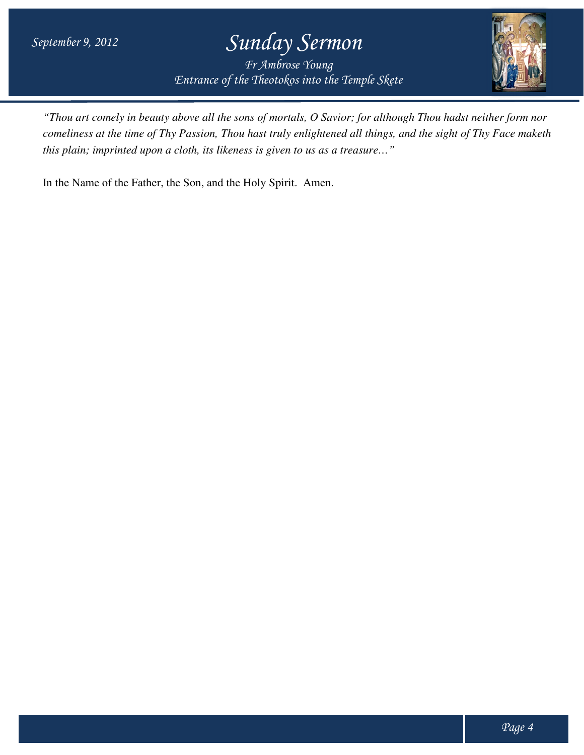*"Thou art comely in beauty above all the sons of mortals, O Savior; for although Thou hadst neither form nor comeliness at the time of Thy Passion, Thou hast truly enlightened all things, and the sight of Thy Face maketh this plain; imprinted upon a cloth, its likeness is given to us as a treasure…"*

In the Name of the Father, the Son, and the Holy Spirit. Amen.